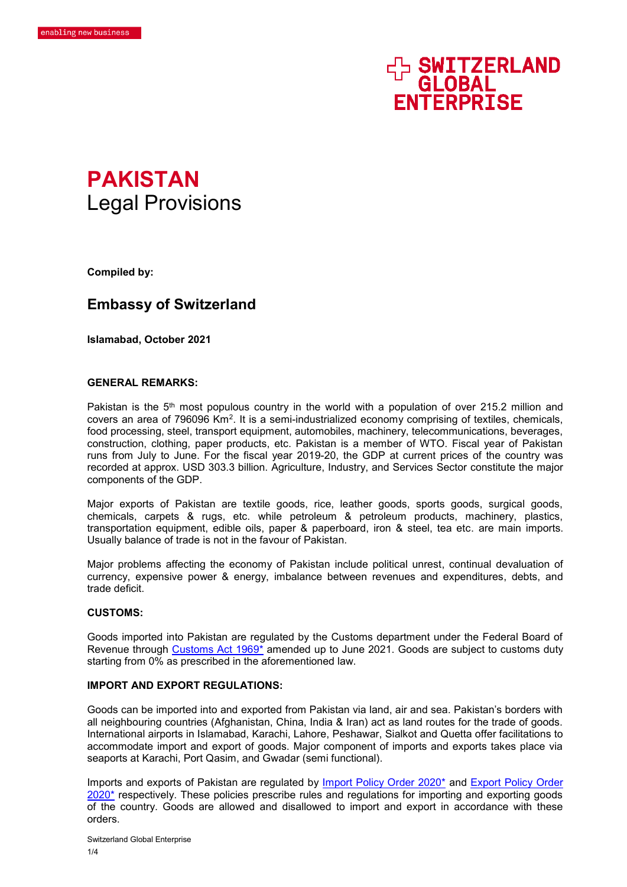enabling new business

SWITZERLAND GLOBAL ENTERPRISE

# PAKISTAN
## Legal Provisions

**Compiled by:**

### Embassy of Switzerland

**Islamabad, October 2021**

**GENERAL REMARKS:**

Pakistan is the 5th most populous country in the world with a population of over 215.2 million and covers an area of 796096 Km². It is a semi-industrialized economy comprising of textiles, chemicals, food processing, steel, transport equipment, automobiles, machinery, telecommunications, beverages, construction, clothing, paper products, etc. Pakistan is a member of WTO. Fiscal year of Pakistan runs from July to June. For the fiscal year 2019-20, the GDP at current prices of the country was recorded at approx. USD 303.3 billion. Agriculture, Industry, and Services Sector constitute the major components of the GDP.

Major exports of Pakistan are textile goods, rice, leather goods, sports goods, surgical goods, chemicals, carpets & rugs, etc. while petroleum & petroleum products, machinery, plastics, transportation equipment, edible oils, paper & paperboard, iron & steel, tea etc. are main imports. Usually balance of trade is not in the favour of Pakistan.

Major problems affecting the economy of Pakistan include political unrest, continual devaluation of currency, expensive power & energy, imbalance between revenues and expenditures, debts, and trade deficit.

**CUSTOMS:**

Goods imported into Pakistan are regulated by the Customs department under the Federal Board of Revenue through Customs Act 1969* amended up to June 2021. Goods are subject to customs duty starting from 0% as prescribed in the aforementioned law.

**IMPORT AND EXPORT REGULATIONS:**

Goods can be imported into and exported from Pakistan via land, air and sea. Pakistan's borders with all neighbouring countries (Afghanistan, China, India & Iran) act as land routes for the trade of goods. International airports in Islamabad, Karachi, Lahore, Peshawar, Sialkot and Quetta offer facilitations to accommodate import and export of goods. Major component of imports and exports takes place via seaports at Karachi, Port Qasim, and Gwadar (semi functional).

Imports and exports of Pakistan are regulated by Import Policy Order 2020* and Export Policy Order 2020* respectively. These policies prescribe rules and regulations for importing and exporting goods of the country. Goods are allowed and disallowed to import and export in accordance with these orders.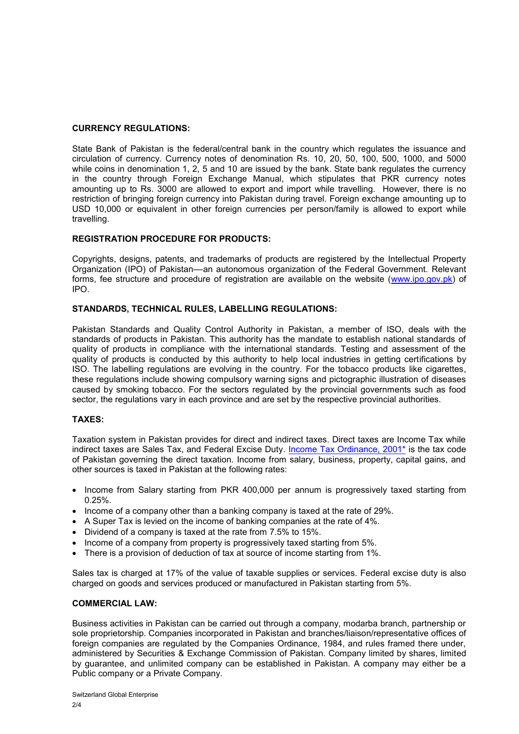## CURRENCY REGULATIONS:

State Bank of Pakistan is the federal/central bank in the country which regulates the issuance and circulation of currency. Currency notes of denomination Rs. 10, 20, 50, 100, 500, 1000, and 5000 while coins in denomination 1, 2, 5 and 10 are issued by the bank. State bank regulates the currency in the country through Foreign Exchange Manual, which stipulates that PKR currency notes amounting up to Rs. 3000 are allowed to export and import while travelling. However, there is no restriction of bringing foreign currency into Pakistan during travel. Foreign exchange amounting up to USD 10,000 or equivalent in other foreign currencies per person/family is allowed to export while travelling.

## REGISTRATION PROCEDURE FOR PRODUCTS:

Copyrights, designs, patents, and trademarks of products are registered by the Intellectual Property Organization (IPO) of Pakistan—an autonomous organization of the Federal Government. Relevant forms, fee structure and procedure of registration are available on the website (www.ipo.gov.pk) of IPO.

## STANDARDS, TECHNICAL RULES, LABELLING REGULATIONS:

Pakistan Standards and Quality Control Authority in Pakistan, a member of ISO, deals with the standards of products in Pakistan. This authority has the mandate to establish national standards of quality of products in compliance with the international standards. Testing and assessment of the quality of products is conducted by this authority to help local industries in getting certifications by ISO. The labelling regulations are evolving in the country. For the tobacco products like cigarettes, these regulations include showing compulsory warning signs and pictographic illustration of diseases caused by smoking tobacco. For the sectors regulated by the provincial governments such as food sector, the regulations vary in each province and are set by the respective provincial authorities.

## TAXES:

Taxation system in Pakistan provides for direct and indirect taxes. Direct taxes are Income Tax while indirect taxes are Sales Tax, and Federal Excise Duty. Income Tax Ordinance, 2001* is the tax code of Pakistan governing the direct taxation. Income from salary, business, property, capital gains, and other sources is taxed in Pakistan at the following rates:

- Income from Salary starting from PKR 400,000 per annum is progressively taxed starting from 0.25%.
- Income of a company other than a banking company is taxed at the rate of 29%.
- A Super Tax is levied on the income of banking companies at the rate of 4%.
- Dividend of a company is taxed at the rate from 7.5% to 15%.
- Income of a company from property is progressively taxed starting from 5%.
- There is a provision of deduction of tax at source of income starting from 1%.

Sales tax is charged at 17% of the value of taxable supplies or services. Federal excise duty is also charged on goods and services produced or manufactured in Pakistan starting from 5%.

## COMMERCIAL LAW:

Business activities in Pakistan can be carried out through a company, modarba branch, partnership or sole proprietorship. Companies incorporated in Pakistan and branches/liaison/representative offices of foreign companies are regulated by the Companies Ordinance, 1984, and rules framed there under, administered by Securities & Exchange Commission of Pakistan. Company limited by shares, limited by guarantee, and unlimited company can be established in Pakistan. A company may either be a Public company or a Private Company.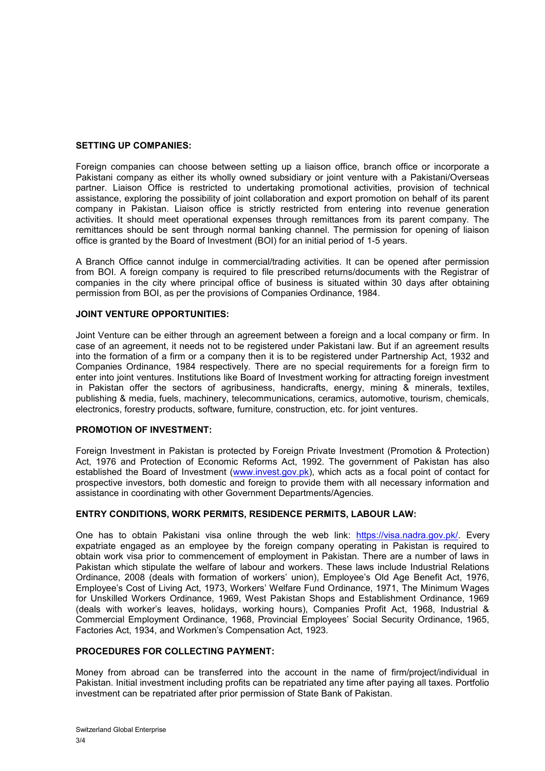**SETTING UP COMPANIES:**

Foreign companies can choose between setting up a liaison office, branch office or incorporate a Pakistani company as either its wholly owned subsidiary or joint venture with a Pakistani/Overseas partner. Liaison Office is restricted to undertaking promotional activities, provision of technical assistance, exploring the possibility of joint collaboration and export promotion on behalf of its parent company in Pakistan. Liaison office is strictly restricted from entering into revenue generation activities. It should meet operational expenses through remittances from its parent company. The remittances should be sent through normal banking channel. The permission for opening of liaison office is granted by the Board of Investment (BOI) for an initial period of 1-5 years.

A Branch Office cannot indulge in commercial/trading activities. It can be opened after permission from BOI. A foreign company is required to file prescribed returns/documents with the Registrar of companies in the city where principal office of business is situated within 30 days after obtaining permission from BOI, as per the provisions of Companies Ordinance, 1984.

**JOINT VENTURE OPPORTUNITIES:**

Joint Venture can be either through an agreement between a foreign and a local company or firm. In case of an agreement, it needs not to be registered under Pakistani law. But if an agreement results into the formation of a firm or a company then it is to be registered under Partnership Act, 1932 and Companies Ordinance, 1984 respectively. There are no special requirements for a foreign firm to enter into joint ventures. Institutions like Board of Investment working for attracting foreign investment in Pakistan offer the sectors of agribusiness, handicrafts, energy, mining & minerals, textiles, publishing & media, fuels, machinery, telecommunications, ceramics, automotive, tourism, chemicals, electronics, forestry products, software, furniture, construction, etc. for joint ventures.

**PROMOTION OF INVESTMENT:**

Foreign Investment in Pakistan is protected by Foreign Private Investment (Promotion & Protection) Act, 1976 and Protection of Economic Reforms Act, 1992. The government of Pakistan has also established the Board of Investment (www.invest.gov.pk), which acts as a focal point of contact for prospective investors, both domestic and foreign to provide them with all necessary information and assistance in coordinating with other Government Departments/Agencies.

**ENTRY CONDITIONS, WORK PERMITS, RESIDENCE PERMITS, LABOUR LAW:**

One has to obtain Pakistani visa online through the web link: https://visa.nadra.gov.pk/. Every expatriate engaged as an employee by the foreign company operating in Pakistan is required to obtain work visa prior to commencement of employment in Pakistan. There are a number of laws in Pakistan which stipulate the welfare of labour and workers. These laws include Industrial Relations Ordinance, 2008 (deals with formation of workers' union), Employee's Old Age Benefit Act, 1976, Employee's Cost of Living Act, 1973, Workers' Welfare Fund Ordinance, 1971, The Minimum Wages for Unskilled Workers Ordinance, 1969, West Pakistan Shops and Establishment Ordinance, 1969 (deals with worker's leaves, holidays, working hours), Companies Profit Act, 1968, Industrial & Commercial Employment Ordinance, 1968, Provincial Employees' Social Security Ordinance, 1965, Factories Act, 1934, and Workmen's Compensation Act, 1923.

**PROCEDURES FOR COLLECTING PAYMENT:**

Money from abroad can be transferred into the account in the name of firm/project/individual in Pakistan. Initial investment including profits can be repatriated any time after paying all taxes. Portfolio investment can be repatriated after prior permission of State Bank of Pakistan.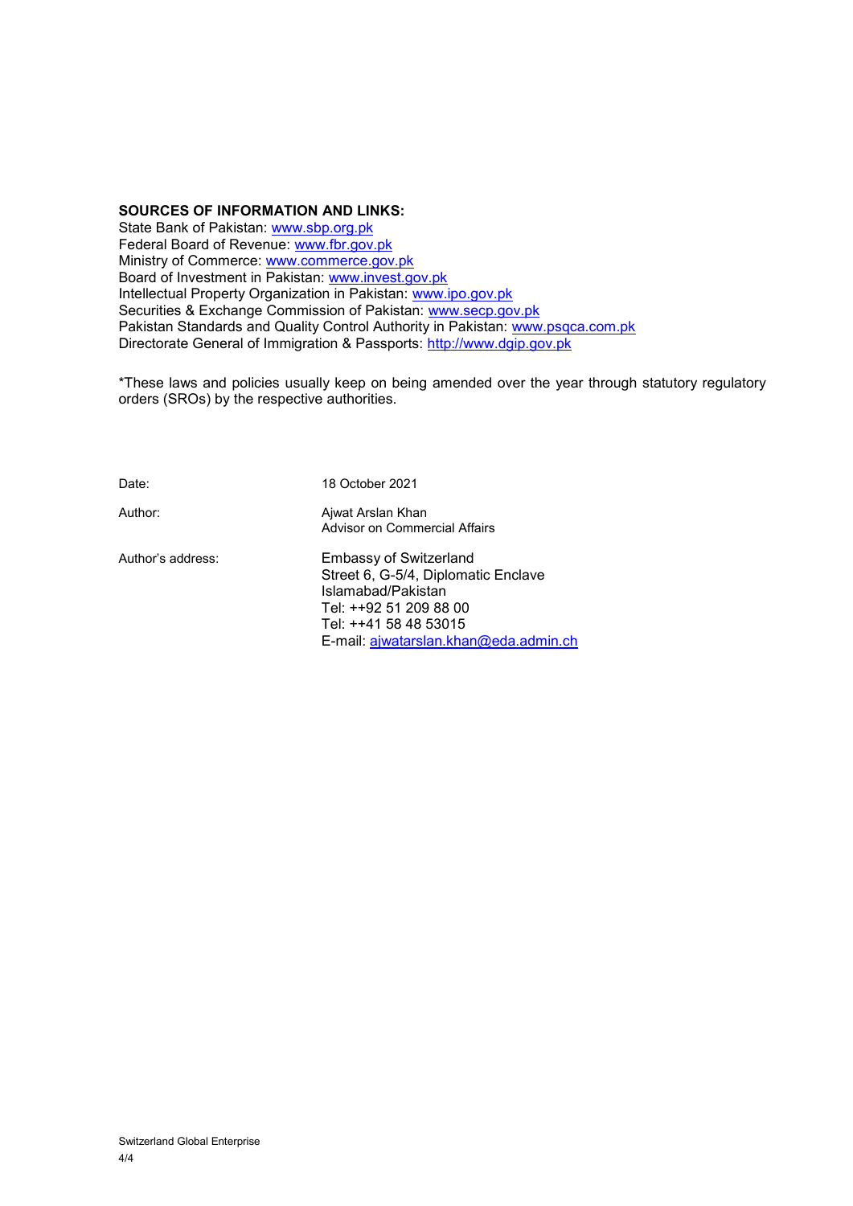**SOURCES OF INFORMATION AND LINKS:**

State Bank of Pakistan: www.sbp.org.pk
Federal Board of Revenue: www.fbr.gov.pk
Ministry of Commerce: www.commerce.gov.pk
Board of Investment in Pakistan: www.invest.gov.pk
Intellectual Property Organization in Pakistan: www.ipo.gov.pk
Securities & Exchange Commission of Pakistan: www.secp.gov.pk
Pakistan Standards and Quality Control Authority in Pakistan: www.psqca.com.pk
Directorate General of Immigration & Passports: http://www.dgip.gov.pk

*These laws and policies usually keep on being amended over the year through statutory regulatory orders (SROs) by the respective authorities.

| | |
|---|---|
| Date: | 18 October 2021 |
| Author: | Ajwat Arslan Khan<br>Advisor on Commercial Affairs |
| Author's address: | Embassy of Switzerland<br>Street 6, G-5/4, Diplomatic Enclave<br>Islamabad/Pakistan<br>Tel: ++92 51 209 88 00<br>Tel: ++41 58 48 53015<br>E-mail: ajwatarslan.khan@eda.admin.ch |